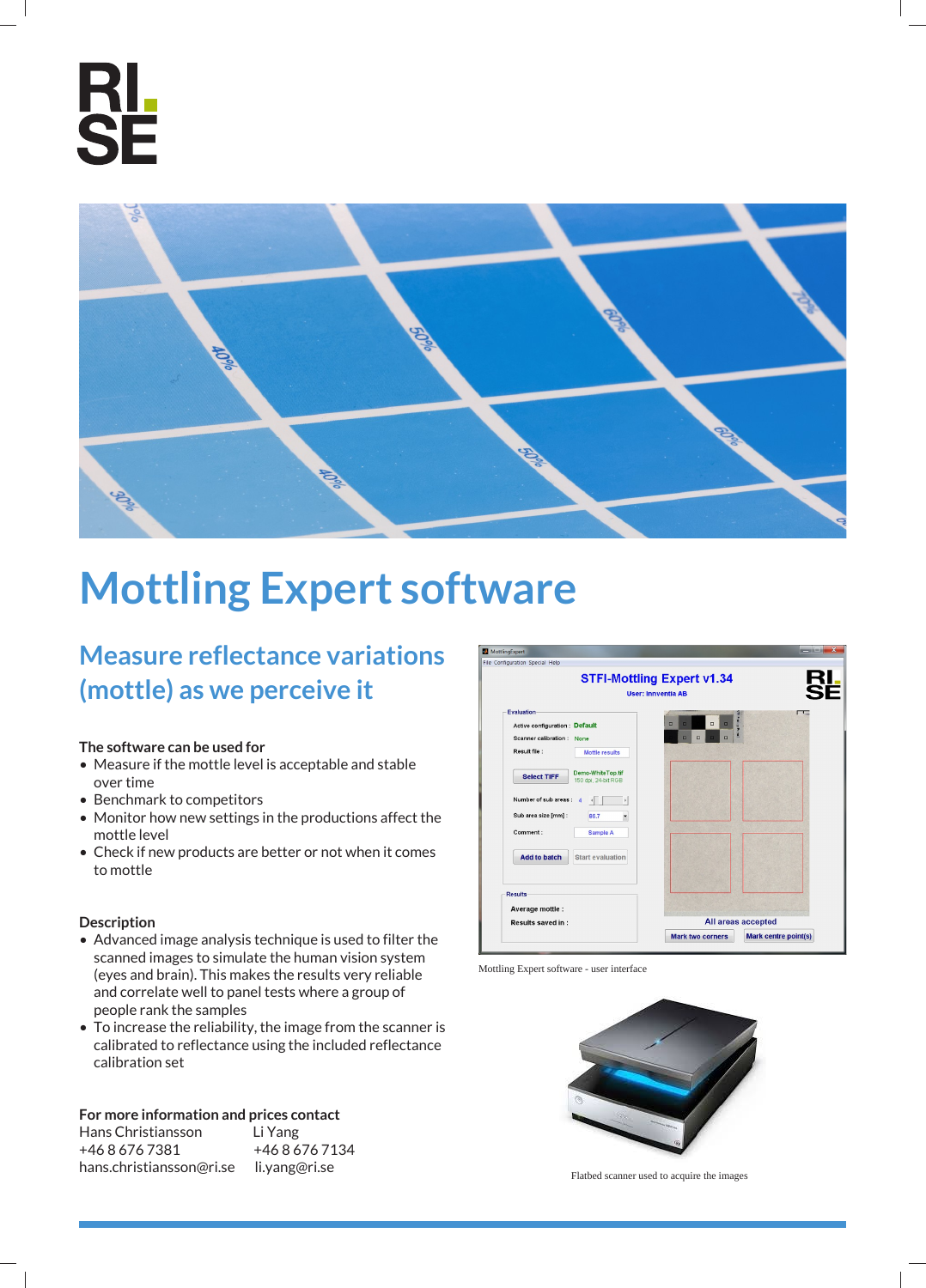# Mottling Expert software

## Measure reflectance variations (mottle) as we perceive it

**The software can be used for**

- Measure if the mottle level is acceptable and stable over time
- Benchmark to competitors
- Monitor how new settings in the productions affect the mottle level
- Check if new products are better or not when it comes to mottle

**Description**

- Advanced image analysis technique is used to filter the scanned images to simulate the human vision system (eyes and brain). This makes the results very reliable and correlate well to panel tests where a group of people rank the samples
- To increase the reliability, the image from the scanner is calibrated to reflectance using the included reflectance calibration set

**For more information and prices contact**

| Hans Christiansson | Li Yang |
|---|---|
| +46 8 676 7381 | +46 8 676 7134 |
| hans.christiansson@ri.se | li.yang@ri.se |

Mottling Expert software - user interface

Flatbed scanner used to acquire the images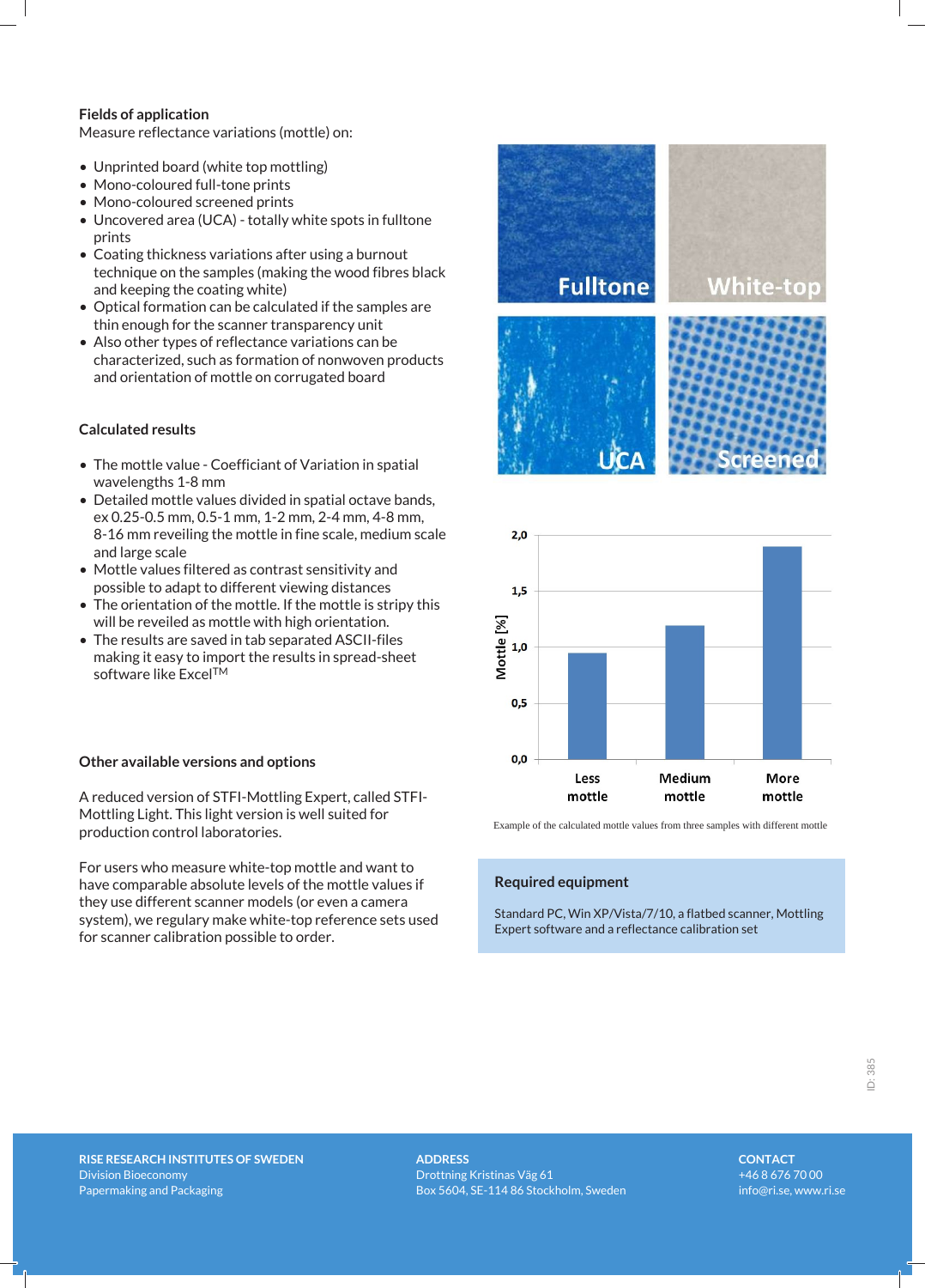### Fields of application

Measure reflectance variations (mottle) on:

- Unprinted board (white top mottling)
- Mono-coloured full-tone prints
- Mono-coloured screened prints
- Uncovered area (UCA) - totally white spots in fulltone prints
- Coating thickness variations after using a burnout technique on the samples (making the wood fibres black and keeping the coating white)
- Optical formation can be calculated if the samples are thin enough for the scanner transparency unit
- Also other types of reflectance variations can be characterized, such as formation of nonwoven products and orientation of mottle on corrugated board

Fulltone

White-top

UCA

Screened

### Calculated results

- The mottle value - Coefficiant of Variation in spatial wavelengths 1-8 mm
- Detailed mottle values divided in spatial octave bands, ex 0.25-0.5 mm, 0.5-1 mm, 1-2 mm, 2-4 mm, 4-8 mm, 8-16 mm reveiling the mottle in fine scale, medium scale and large scale
- Mottle values filtered as contrast sensitivity and possible to adapt to different viewing distances
- The orientation of the mottle. If the mottle is stripy this will be reveiled as mottle with high orientation.
- The results are saved in tab separated ASCII-files making it easy to import the results in spread-sheet software like Excel™

Mottle [%]

2,0
1,5
1,0
0,5
0,0

Less mottle
Medium mottle
More mottle

Example of the calculated mottle values from three samples with different mottle

### Other available versions and options

A reduced version of STFI-Mottling Expert, called STFI-Mottling Light. This light version is well suited for production control laboratories.

For users who measure white-top mottle and want to have comparable absolute levels of the mottle values if they use different scanner models (or even a camera system), we regulary make white-top reference sets used for scanner calibration possible to order.

### Required equipment

Standard PC, Win XP/Vista/7/10, a flatbed scanner, Mottling Expert software and a reflectance calibration set

ID: 385

**RISE RESEARCH INSTITUTES OF SWEDEN**
Division Bioeconomy
Papermaking and Packaging

**ADDRESS**
Drottning Kristinas Väg 61
Box 5604, SE-114 86 Stockholm, Sweden

**CONTACT**
+46 8 676 70 00
info@ri.se, www.ri.se